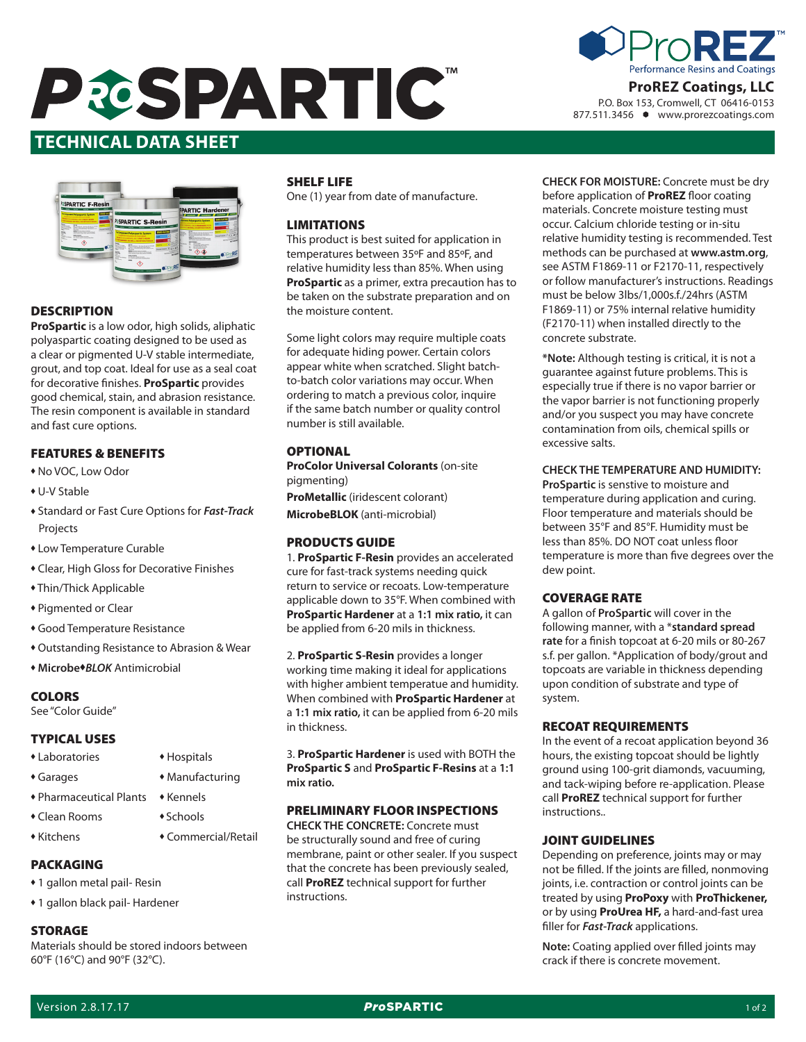# PROSPARTIC™

**ProREZ™**
Performance Resins and Coatings

**ProREZ Coatings, LLC**
P.O. Box 153, Cromwell, CT 06416-0153
877.511.3456 • www.prorezcoatings.com

## TECHNICAL DATA SHEET

### DESCRIPTION

**ProSpartic** is a low odor, high solids, aliphatic polyaspartic coating designed to be used as a clear or pigmented U-V stable intermediate, grout, and top coat. Ideal for use as a seal coat for decorative finishes. **ProSpartic** provides good chemical, stain, and abrasion resistance. The resin component is available in standard and fast cure options.

### FEATURES & BENEFITS

- No VOC, Low Odor
- U-V Stable
- Standard or Fast Cure Options for ***Fast-Track*** Projects
- Low Temperature Curable
- Clear, High Gloss for Decorative Finishes
- Thin/Thick Applicable
- Pigmented or Clear
- Good Temperature Resistance
- Outstanding Resistance to Abrasion & Wear
- **Microbe♦*BLOK*** Antimicrobial

### COLORS

See "Color Guide"

### TYPICAL USES

- Laboratories
- Garages
- Pharmaceutical Plants
- Clean Rooms
- Kitchens
- Hospitals
- Manufacturing
- Kennels
- Schools
- Commercial/Retail

### PACKAGING

- 1 gallon metal pail- Resin
- 1 gallon black pail- Hardener

### STORAGE

Materials should be stored indoors between 60°F (16°C) and 90°F (32°C).

### SHELF LIFE

One (1) year from date of manufacture.

### LIMITATIONS

This product is best suited for application in temperatures between 35ºF and 85ºF, and relative humidity less than 85%. When using **ProSpartic** as a primer, extra precaution has to be taken on the substrate preparation and on the moisture content.

Some light colors may require multiple coats for adequate hiding power. Certain colors appear white when scratched. Slight batch-to-batch color variations may occur. When ordering to match a previous color, inquire if the same batch number or quality control number is still available.

### OPTIONAL

**ProColor Universal Colorants** (on-site pigmenting)
**ProMetallic** (iridescent colorant)
**MicrobeBLOK** (anti-microbial)

### PRODUCTS GUIDE

1. **ProSpartic F-Resin** provides an accelerated cure for fast-track systems needing quick return to service or recoats. Low-temperature applicable down to 35°F. When combined with **ProSpartic Hardener** at a **1:1 mix ratio,** it can be applied from 6-20 mils in thickness.

2. **ProSpartic S-Resin** provides a longer working time making it ideal for applications with higher ambient temperatue and humidity. When combined with **ProSpartic Hardener** at a **1:1 mix ratio,** it can be applied from 6-20 mils in thickness.

3. **ProSpartic Hardener** is used with BOTH the **ProSpartic S** and **ProSpartic F-Resins** at a **1:1 mix ratio.**

### PRELIMINARY FLOOR INSPECTIONS

**CHECK THE CONCRETE:** Concrete must be structurally sound and free of curing membrane, paint or other sealer. If you suspect that the concrete has been previously sealed, call **ProREZ** technical support for further instructions.

**CHECK FOR MOISTURE:** Concrete must be dry before application of **ProREZ** floor coating materials. Concrete moisture testing must occur. Calcium chloride testing or in-situ relative humidity testing is recommended. Test methods can be purchased at **www.astm.org**, see ASTM F1869-11 or F2170-11, respectively or follow manufacturer's instructions. Readings must be below 3lbs/1,000s.f./24hrs (ASTM F1869-11) or 75% internal relative humidity (F2170-11) when installed directly to the concrete substrate.

***Note:** Although testing is critical, it is not a guarantee against future problems. This is especially true if there is no vapor barrier or the vapor barrier is not functioning properly and/or you suspect you may have concrete contamination from oils, chemical spills or excessive salts.

**CHECK THE TEMPERATURE AND HUMIDITY:** **ProSpartic** is senstive to moisture and temperature during application and curing. Floor temperature and materials should be between 35°F and 85°F. Humidity must be less than 85%. DO NOT coat unless floor temperature is more than five degrees over the dew point.

### COVERAGE RATE

A gallon of **ProSpartic** will cover in the following manner, with a ***standard spread rate** for a finish topcoat at 6-20 mils or 80-267 s.f. per gallon. *Application of body/grout and topcoats are variable in thickness depending upon condition of substrate and type of system.

### RECOAT REQUIREMENTS

In the event of a recoat application beyond 36 hours, the existing topcoat should be lightly ground using 100-grit diamonds, vacuuming, and tack-wiping before re-application. Please call **ProREZ** technical support for further instructions..

### JOINT GUIDELINES

Depending on preference, joints may or may not be filled. If the joints are filled, nonmoving joints, i.e. contraction or control joints can be treated by using **ProPoxy** with **ProThickener,** or by using **ProUrea HF,** a hard-and-fast urea filler for ***Fast-Track*** applications.

**Note:** Coating applied over filled joints may crack if there is concrete movement.

Version 2.8.17.17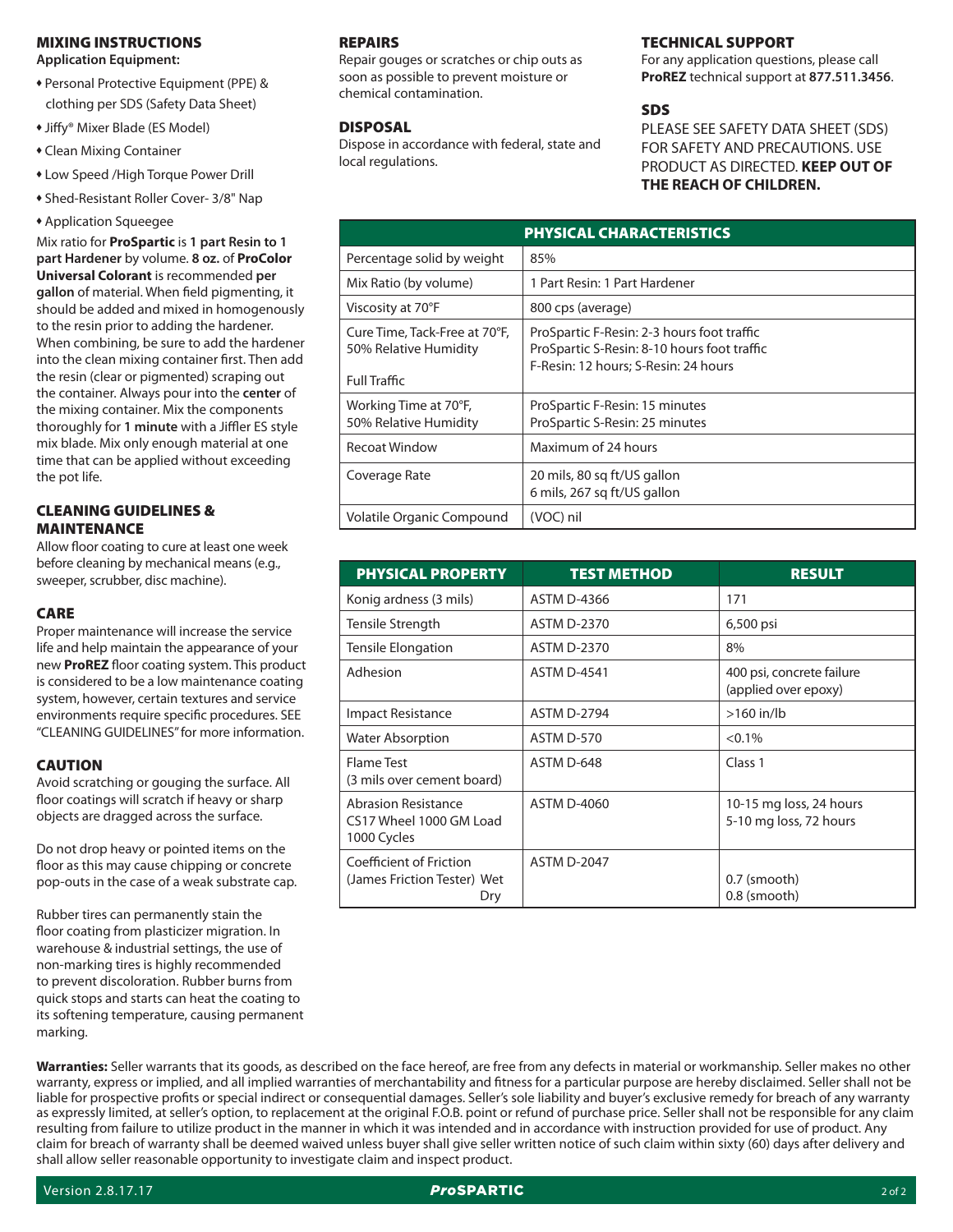## MIXING INSTRUCTIONS

**Application Equipment:**

- Personal Protective Equipment (PPE) & clothing per SDS (Safety Data Sheet)
- Jiffy® Mixer Blade (ES Model)
- Clean Mixing Container
- Low Speed /High Torque Power Drill
- Shed-Resistant Roller Cover- 3/8" Nap
- Application Squeegee

Mix ratio for **ProSpartic** is **1 part Resin to 1 part Hardener** by volume. **8 oz.** of **ProColor Universal Colorant** is recommended **per gallon** of material. When field pigmenting, it should be added and mixed in homogenously to the resin prior to adding the hardener. When combining, be sure to add the hardener into the clean mixing container first. Then add the resin (clear or pigmented) scraping out the container. Always pour into the **center** of the mixing container. Mix the components thoroughly for **1 minute** with a Jiffler ES style mix blade. Mix only enough material at one time that can be applied without exceeding the pot life.

## CLEANING GUIDELINES & MAINTENANCE

Allow floor coating to cure at least one week before cleaning by mechanical means (e.g., sweeper, scrubber, disc machine).

## CARE

Proper maintenance will increase the service life and help maintain the appearance of your new **ProREZ** floor coating system. This product is considered to be a low maintenance coating system, however, certain textures and service environments require specific procedures. SEE "CLEANING GUIDELINES" for more information.

## CAUTION

Avoid scratching or gouging the surface. All floor coatings will scratch if heavy or sharp objects are dragged across the surface.

Do not drop heavy or pointed items on the floor as this may cause chipping or concrete pop-outs in the case of a weak substrate cap.

Rubber tires can permanently stain the floor coating from plasticizer migration. In warehouse & industrial settings, the use of non-marking tires is highly recommended to prevent discoloration. Rubber burns from quick stops and starts can heat the coating to its softening temperature, causing permanent marking.

## REPAIRS

Repair gouges or scratches or chip outs as soon as possible to prevent moisture or chemical contamination.

## DISPOSAL

Dispose in accordance with federal, state and local regulations.

## TECHNICAL SUPPORT

For any application questions, please call **ProREZ** technical support at **877.511.3456**.

## SDS

PLEASE SEE SAFETY DATA SHEET (SDS) FOR SAFETY AND PRECAUTIONS. USE PRODUCT AS DIRECTED. **KEEP OUT OF THE REACH OF CHILDREN.**

| PHYSICAL CHARACTERISTICS | |
|---|---|
| Percentage solid by weight | 85% |
| Mix Ratio (by volume) | 1 Part Resin: 1 Part Hardener |
| Viscosity at 70°F | 800 cps (average) |
| Cure Time, Tack-Free at 70°F, 50% Relative Humidity<br><br>Full Traffic | ProSpartic F-Resin: 2-3 hours foot traffic<br>ProSpartic S-Resin: 8-10 hours foot traffic<br>F-Resin: 12 hours; S-Resin: 24 hours |
| Working Time at 70°F, 50% Relative Humidity | ProSpartic F-Resin: 15 minutes<br>ProSpartic S-Resin: 25 minutes |
| Recoat Window | Maximum of 24 hours |
| Coverage Rate | 20 mils, 80 sq ft/US gallon<br>6 mils, 267 sq ft/US gallon |
| Volatile Organic Compound | (VOC) nil |

| PHYSICAL PROPERTY | TEST METHOD | RESULT |
|---|---|---|
| Konig ardness (3 mils) | ASTM D-4366 | 171 |
| Tensile Strength | ASTM D-2370 | 6,500 psi |
| Tensile Elongation | ASTM D-2370 | 8% |
| Adhesion | ASTM D-4541 | 400 psi, concrete failure (applied over epoxy) |
| Impact Resistance | ASTM D-2794 | >160 in/lb |
| Water Absorption | ASTM D-570 | <0.1% |
| Flame Test (3 mils over cement board) | ASTM D-648 | Class 1 |
| Abrasion Resistance CS17 Wheel 1000 GM Load 1000 Cycles | ASTM D-4060 | 10-15 mg loss, 24 hours<br>5-10 mg loss, 72 hours |
| Coefficient of Friction (James Friction Tester) Wet<br>Dry | ASTM D-2047 | 0.7 (smooth)<br>0.8 (smooth) |

**Warranties:** Seller warrants that its goods, as described on the face hereof, are free from any defects in material or workmanship. Seller makes no other warranty, express or implied, and all implied warranties of merchantability and fitness for a particular purpose are hereby disclaimed. Seller shall not be liable for prospective profits or special indirect or consequential damages. Seller's sole liability and buyer's exclusive remedy for breach of any warranty as expressly limited, at seller's option, to replacement at the original F.O.B. point or refund of purchase price. Seller shall not be responsible for any claim resulting from failure to utilize product in the manner in which it was intended and in accordance with instruction provided for use of product. Any claim for breach of warranty shall be deemed waived unless buyer shall give seller written notice of such claim within sixty (60) days after delivery and shall allow seller reasonable opportunity to investigate claim and inspect product.

Version 2.8.17.17